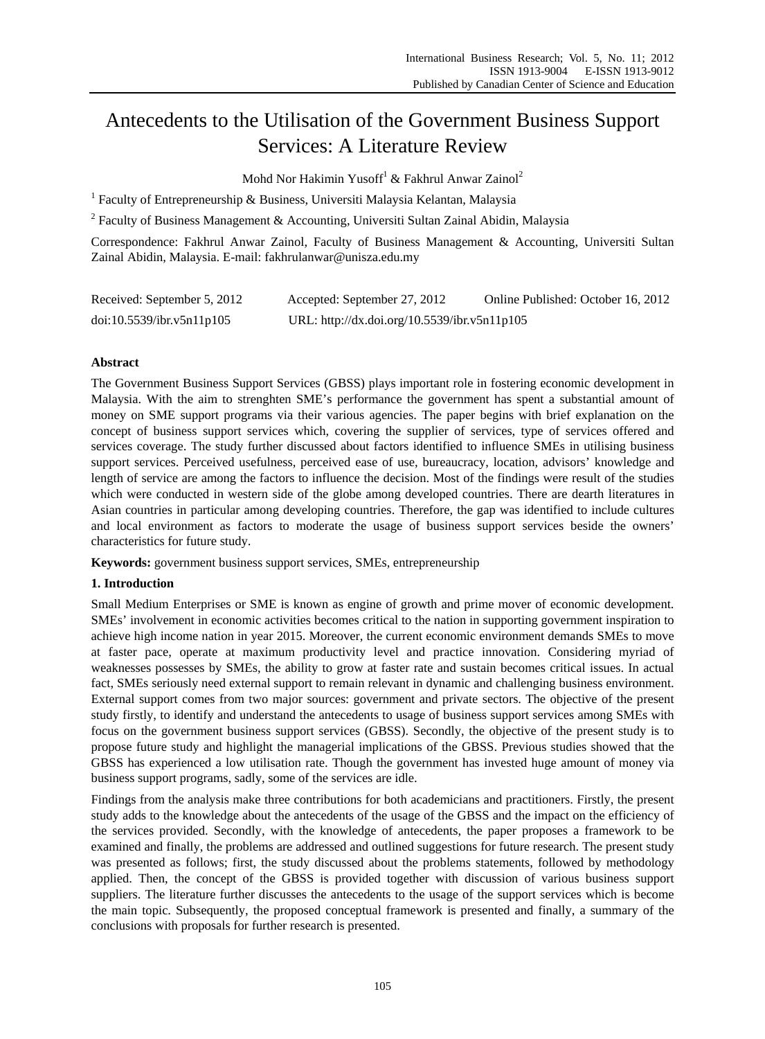# Antecedents to the Utilisation of the Government Business Support Services: A Literature Review

Mohd Nor Hakimin Yusoff[1] & Fakhrul Anwar Zainol[2]

[1] Faculty of Entrepreneurship & Business, Universiti Malaysia Kelantan, Malaysia

[2] Faculty of Business Management & Accounting, Universiti Sultan Zainal Abidin, Malaysia

Correspondence: Fakhrul Anwar Zainol, Faculty of Business Management & Accounting, Universiti Sultan Zainal Abidin, Malaysia. E-mail: fakhrulanwar@unisza.edu.my

Received: September 5, 2012     Accepted: September 27, 2012     Online Published: October 16, 2012

doi:10.5539/ibr.v5n11p105     URL: http://dx.doi.org/10.5539/ibr.v5n11p105

## Abstract

The Government Business Support Services (GBSS) plays important role in fostering economic development in Malaysia. With the aim to strenghten SME's performance the government has spent a substantial amount of money on SME support programs via their various agencies. The paper begins with brief explanation on the concept of business support services which, covering the supplier of services, type of services offered and services coverage. The study further discussed about factors identified to influence SMEs in utilising business support services. Perceived usefulness, perceived ease of use, bureaucracy, location, advisors' knowledge and length of service are among the factors to influence the decision. Most of the findings were result of the studies which were conducted in western side of the globe among developed countries. There are dearth literatures in Asian countries in particular among developing countries. Therefore, the gap was identified to include cultures and local environment as factors to moderate the usage of business support services beside the owners' characteristics for future study.

**Keywords:** government business support services, SMEs, entrepreneurship

## 1. Introduction

Small Medium Enterprises or SME is known as engine of growth and prime mover of economic development. SMEs' involvement in economic activities becomes critical to the nation in supporting government inspiration to achieve high income nation in year 2015. Moreover, the current economic environment demands SMEs to move at faster pace, operate at maximum productivity level and practice innovation. Considering myriad of weaknesses possesses by SMEs, the ability to grow at faster rate and sustain becomes critical issues. In actual fact, SMEs seriously need external support to remain relevant in dynamic and challenging business environment. External support comes from two major sources: government and private sectors. The objective of the present study firstly, to identify and understand the antecedents to usage of business support services among SMEs with focus on the government business support services (GBSS). Secondly, the objective of the present study is to propose future study and highlight the managerial implications of the GBSS. Previous studies showed that the GBSS has experienced a low utilisation rate. Though the government has invested huge amount of money via business support programs, sadly, some of the services are idle.

Findings from the analysis make three contributions for both academicians and practitioners. Firstly, the present study adds to the knowledge about the antecedents of the usage of the GBSS and the impact on the efficiency of the services provided. Secondly, with the knowledge of antecedents, the paper proposes a framework to be examined and finally, the problems are addressed and outlined suggestions for future research. The present study was presented as follows; first, the study discussed about the problems statements, followed by methodology applied. Then, the concept of the GBSS is provided together with discussion of various business support suppliers. The literature further discusses the antecedents to the usage of the support services which is become the main topic. Subsequently, the proposed conceptual framework is presented and finally, a summary of the conclusions with proposals for further research is presented.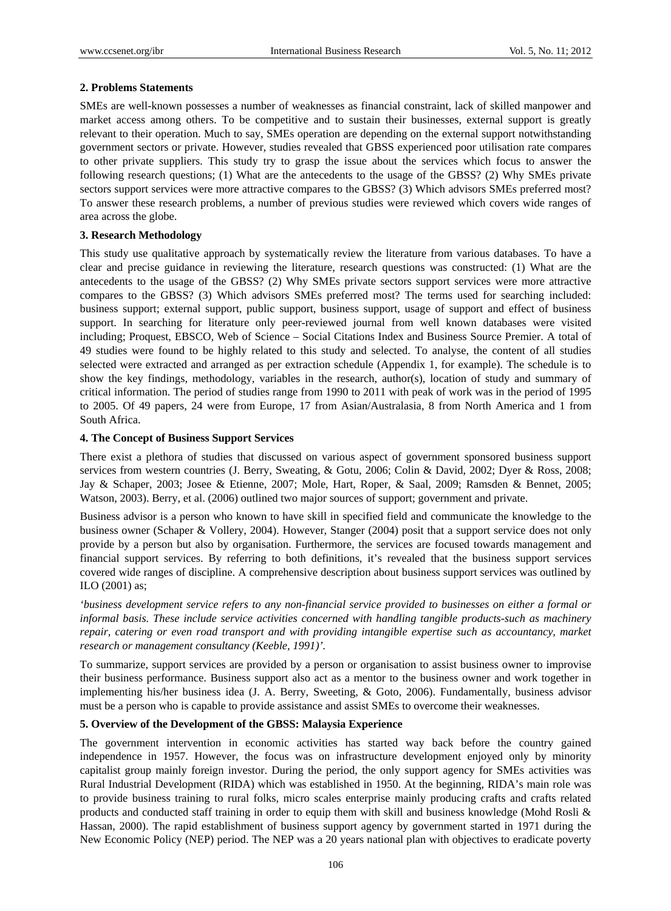## 2. Problems Statements

SMEs are well-known possesses a number of weaknesses as financial constraint, lack of skilled manpower and market access among others. To be competitive and to sustain their businesses, external support is greatly relevant to their operation. Much to say, SMEs operation are depending on the external support notwithstanding government sectors or private. However, studies revealed that GBSS experienced poor utilisation rate compares to other private suppliers. This study try to grasp the issue about the services which focus to answer the following research questions; (1) What are the antecedents to the usage of the GBSS? (2) Why SMEs private sectors support services were more attractive compares to the GBSS? (3) Which advisors SMEs preferred most? To answer these research problems, a number of previous studies were reviewed which covers wide ranges of area across the globe.

## 3. Research Methodology

This study use qualitative approach by systematically review the literature from various databases. To have a clear and precise guidance in reviewing the literature, research questions was constructed: (1) What are the antecedents to the usage of the GBSS? (2) Why SMEs private sectors support services were more attractive compares to the GBSS? (3) Which advisors SMEs preferred most? The terms used for searching included: business support; external support, public support, business support, usage of support and effect of business support. In searching for literature only peer-reviewed journal from well known databases were visited including; Proquest, EBSCO, Web of Science – Social Citations Index and Business Source Premier. A total of 49 studies were found to be highly related to this study and selected. To analyse, the content of all studies selected were extracted and arranged as per extraction schedule (Appendix 1, for example). The schedule is to show the key findings, methodology, variables in the research, author(s), location of study and summary of critical information. The period of studies range from 1990 to 2011 with peak of work was in the period of 1995 to 2005. Of 49 papers, 24 were from Europe, 17 from Asian/Australasia, 8 from North America and 1 from South Africa.

## 4. The Concept of Business Support Services

There exist a plethora of studies that discussed on various aspect of government sponsored business support services from western countries (J. Berry, Sweating, & Gotu, 2006; Colin & David, 2002; Dyer & Ross, 2008; Jay & Schaper, 2003; Josee & Etienne, 2007; Mole, Hart, Roper, & Saal, 2009; Ramsden & Bennet, 2005; Watson, 2003). Berry, et al. (2006) outlined two major sources of support; government and private.

Business advisor is a person who known to have skill in specified field and communicate the knowledge to the business owner (Schaper & Vollery, 2004). However, Stanger (2004) posit that a support service does not only provide by a person but also by organisation. Furthermore, the services are focused towards management and financial support services. By referring to both definitions, it's revealed that the business support services covered wide ranges of discipline. A comprehensive description about business support services was outlined by ILO (2001) as;

*'business development service refers to any non-financial service provided to businesses on either a formal or informal basis. These include service activities concerned with handling tangible products-such as machinery repair, catering or even road transport and with providing intangible expertise such as accountancy, market research or management consultancy (Keeble, 1991)'.*

To summarize, support services are provided by a person or organisation to assist business owner to improvise their business performance. Business support also act as a mentor to the business owner and work together in implementing his/her business idea (J. A. Berry, Sweeting, & Goto, 2006). Fundamentally, business advisor must be a person who is capable to provide assistance and assist SMEs to overcome their weaknesses.

## 5. Overview of the Development of the GBSS: Malaysia Experience

The government intervention in economic activities has started way back before the country gained independence in 1957. However, the focus was on infrastructure development enjoyed only by minority capitalist group mainly foreign investor. During the period, the only support agency for SMEs activities was Rural Industrial Development (RIDA) which was established in 1950. At the beginning, RIDA's main role was to provide business training to rural folks, micro scales enterprise mainly producing crafts and crafts related products and conducted staff training in order to equip them with skill and business knowledge (Mohd Rosli & Hassan, 2000). The rapid establishment of business support agency by government started in 1971 during the New Economic Policy (NEP) period. The NEP was a 20 years national plan with objectives to eradicate poverty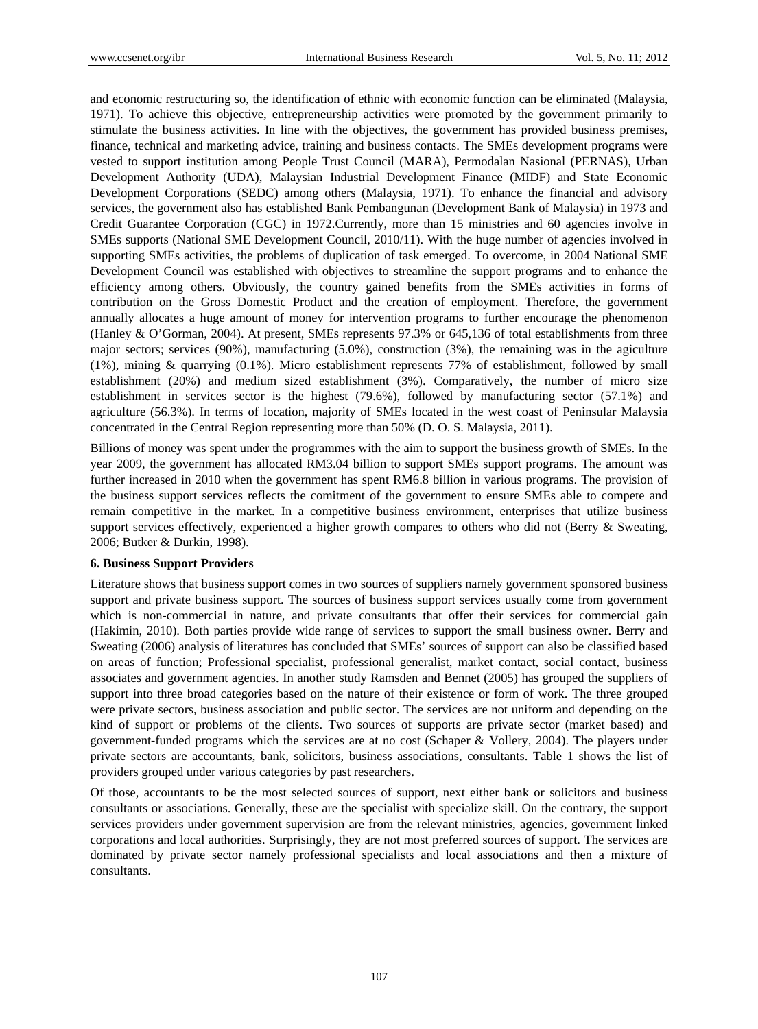and economic restructuring so, the identification of ethnic with economic function can be eliminated (Malaysia, 1971). To achieve this objective, entrepreneurship activities were promoted by the government primarily to stimulate the business activities. In line with the objectives, the government has provided business premises, finance, technical and marketing advice, training and business contacts. The SMEs development programs were vested to support institution among People Trust Council (MARA), Permodalan Nasional (PERNAS), Urban Development Authority (UDA), Malaysian Industrial Development Finance (MIDF) and State Economic Development Corporations (SEDC) among others (Malaysia, 1971). To enhance the financial and advisory services, the government also has established Bank Pembangunan (Development Bank of Malaysia) in 1973 and Credit Guarantee Corporation (CGC) in 1972.Currently, more than 15 ministries and 60 agencies involve in SMEs supports (National SME Development Council, 2010/11). With the huge number of agencies involved in supporting SMEs activities, the problems of duplication of task emerged. To overcome, in 2004 National SME Development Council was established with objectives to streamline the support programs and to enhance the efficiency among others. Obviously, the country gained benefits from the SMEs activities in forms of contribution on the Gross Domestic Product and the creation of employment. Therefore, the government annually allocates a huge amount of money for intervention programs to further encourage the phenomenon (Hanley & O'Gorman, 2004). At present, SMEs represents 97.3% or 645,136 of total establishments from three major sectors; services (90%), manufacturing (5.0%), construction (3%), the remaining was in the agiculture (1%), mining & quarrying (0.1%). Micro establishment represents 77% of establishment, followed by small establishment (20%) and medium sized establishment (3%). Comparatively, the number of micro size establishment in services sector is the highest (79.6%), followed by manufacturing sector (57.1%) and agriculture (56.3%). In terms of location, majority of SMEs located in the west coast of Peninsular Malaysia concentrated in the Central Region representing more than 50% (D. O. S. Malaysia, 2011).

Billions of money was spent under the programmes with the aim to support the business growth of SMEs. In the year 2009, the government has allocated RM3.04 billion to support SMEs support programs. The amount was further increased in 2010 when the government has spent RM6.8 billion in various programs. The provision of the business support services reflects the comitment of the government to ensure SMEs able to compete and remain competitive in the market. In a competitive business environment, enterprises that utilize business support services effectively, experienced a higher growth compares to others who did not (Berry & Sweating, 2006; Butker & Durkin, 1998).

### 6. Business Support Providers

Literature shows that business support comes in two sources of suppliers namely government sponsored business support and private business support. The sources of business support services usually come from government which is non-commercial in nature, and private consultants that offer their services for commercial gain (Hakimin, 2010). Both parties provide wide range of services to support the small business owner. Berry and Sweating (2006) analysis of literatures has concluded that SMEs' sources of support can also be classified based on areas of function; Professional specialist, professional generalist, market contact, social contact, business associates and government agencies. In another study Ramsden and Bennet (2005) has grouped the suppliers of support into three broad categories based on the nature of their existence or form of work. The three grouped were private sectors, business association and public sector. The services are not uniform and depending on the kind of support or problems of the clients. Two sources of supports are private sector (market based) and government-funded programs which the services are at no cost (Schaper & Vollery, 2004). The players under private sectors are accountants, bank, solicitors, business associations, consultants. Table 1 shows the list of providers grouped under various categories by past researchers.

Of those, accountants to be the most selected sources of support, next either bank or solicitors and business consultants or associations. Generally, these are the specialist with specialize skill. On the contrary, the support services providers under government supervision are from the relevant ministries, agencies, government linked corporations and local authorities. Surprisingly, they are not most preferred sources of support. The services are dominated by private sector namely professional specialists and local associations and then a mixture of consultants.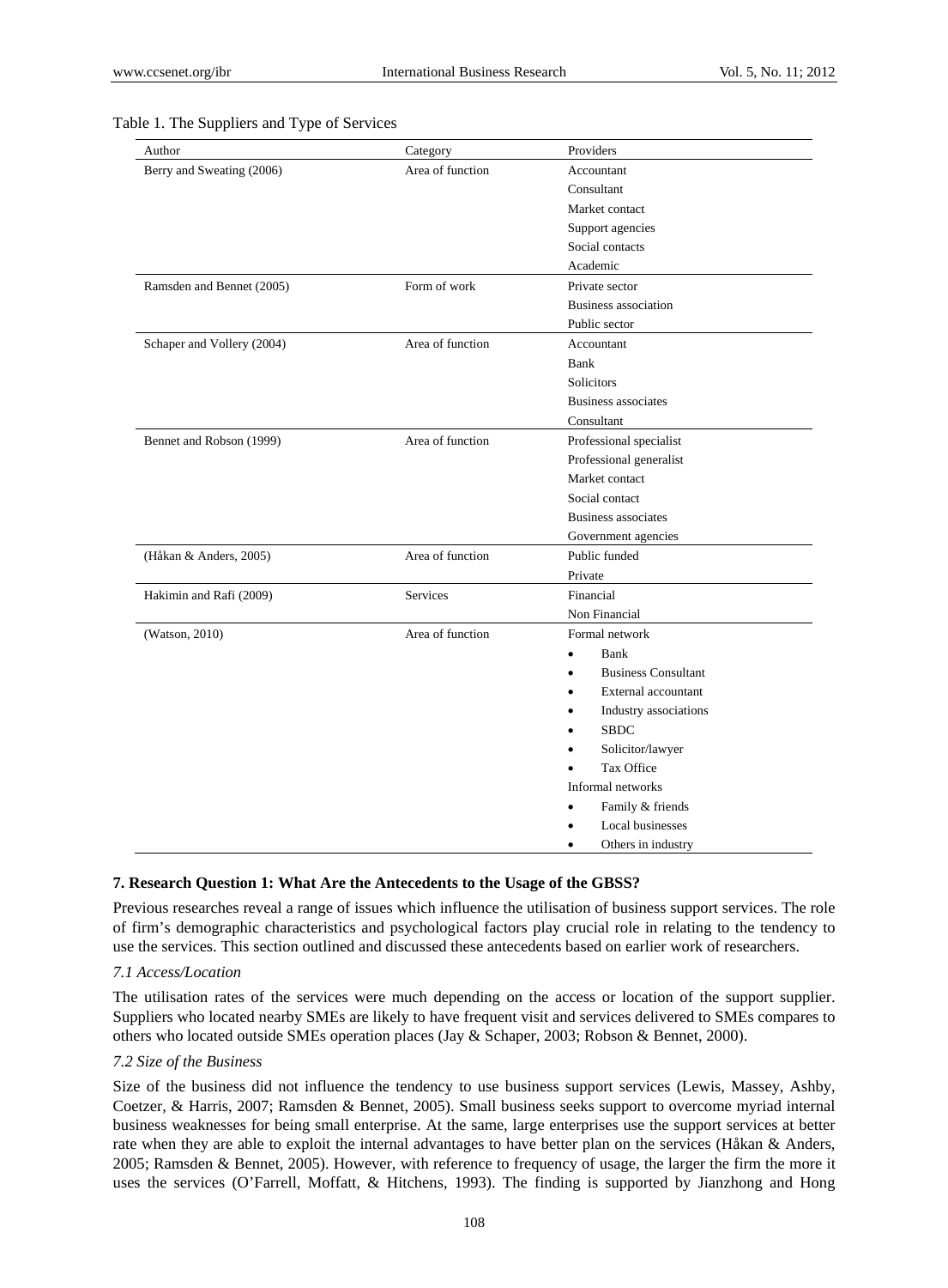Table 1. The Suppliers and Type of Services

| Author | Category | Providers |
|---|---|---|
| Berry and Sweating (2006) | Area of function | Accountant |
| | | Consultant |
| | | Market contact |
| | | Support agencies |
| | | Social contacts |
| | | Academic |
| Ramsden and Bennet (2005) | Form of work | Private sector |
| | | Business association |
| | | Public sector |
| Schaper and Vollery (2004) | Area of function | Accountant |
| | | Bank |
| | | Solicitors |
| | | Business associates |
| | | Consultant |
| Bennet and Robson (1999) | Area of function | Professional specialist |
| | | Professional generalist |
| | | Market contact |
| | | Social contact |
| | | Business associates |
| | | Government agencies |
| (Håkan & Anders, 2005) | Area of function | Public funded |
| | | Private |
| Hakimin and Rafi (2009) | Services | Financial |
| | | Non Financial |
| (Watson, 2010) | Area of function | Formal network |
| | | • Bank |
| | | • Business Consultant |
| | | • External accountant |
| | | • Industry associations |
| | | • SBDC |
| | | • Solicitor/lawyer |
| | | • Tax Office |
| | | Informal networks |
| | | • Family & friends |
| | | • Local businesses |
| | | • Others in industry |

## 7. Research Question 1: What Are the Antecedents to the Usage of the GBSS?

Previous researches reveal a range of issues which influence the utilisation of business support services. The role of firm's demographic characteristics and psychological factors play crucial role in relating to the tendency to use the services. This section outlined and discussed these antecedents based on earlier work of researchers.

### *7.1 Access/Location*

The utilisation rates of the services were much depending on the access or location of the support supplier. Suppliers who located nearby SMEs are likely to have frequent visit and services delivered to SMEs compares to others who located outside SMEs operation places (Jay & Schaper, 2003; Robson & Bennet, 2000).

### *7.2 Size of the Business*

Size of the business did not influence the tendency to use business support services (Lewis, Massey, Ashby, Coetzer, & Harris, 2007; Ramsden & Bennet, 2005). Small business seeks support to overcome myriad internal business weaknesses for being small enterprise. At the same, large enterprises use the support services at better rate when they are able to exploit the internal advantages to have better plan on the services (Håkan & Anders, 2005; Ramsden & Bennet, 2005). However, with reference to frequency of usage, the larger the firm the more it uses the services (O'Farrell, Moffatt, & Hitchens, 1993). The finding is supported by Jianzhong and Hong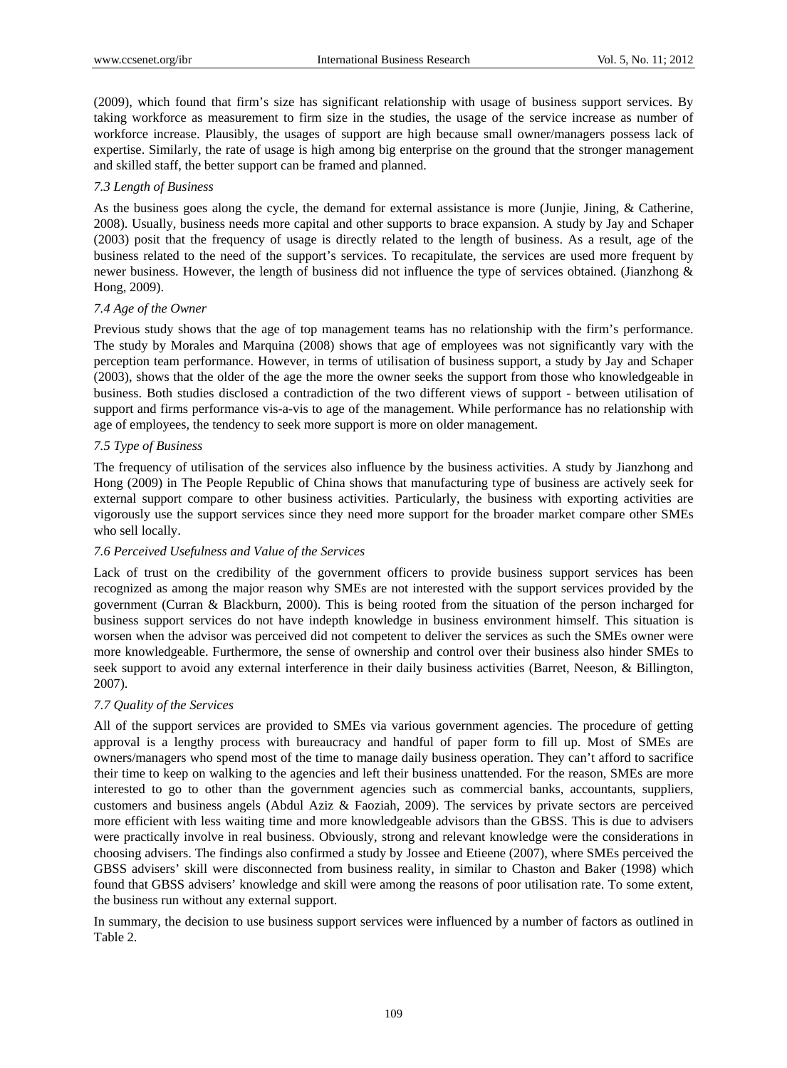(2009), which found that firm's size has significant relationship with usage of business support services. By taking workforce as measurement to firm size in the studies, the usage of the service increase as number of workforce increase. Plausibly, the usages of support are high because small owner/managers possess lack of expertise. Similarly, the rate of usage is high among big enterprise on the ground that the stronger management and skilled staff, the better support can be framed and planned.

### *7.3 Length of Business*

As the business goes along the cycle, the demand for external assistance is more (Junjie, Jining, & Catherine, 2008). Usually, business needs more capital and other supports to brace expansion. A study by Jay and Schaper (2003) posit that the frequency of usage is directly related to the length of business. As a result, age of the business related to the need of the support's services. To recapitulate, the services are used more frequent by newer business. However, the length of business did not influence the type of services obtained. (Jianzhong & Hong, 2009).

### *7.4 Age of the Owner*

Previous study shows that the age of top management teams has no relationship with the firm's performance. The study by Morales and Marquina (2008) shows that age of employees was not significantly vary with the perception team performance. However, in terms of utilisation of business support, a study by Jay and Schaper (2003), shows that the older of the age the more the owner seeks the support from those who knowledgeable in business. Both studies disclosed a contradiction of the two different views of support - between utilisation of support and firms performance vis-a-vis to age of the management. While performance has no relationship with age of employees, the tendency to seek more support is more on older management.

### *7.5 Type of Business*

The frequency of utilisation of the services also influence by the business activities. A study by Jianzhong and Hong (2009) in The People Republic of China shows that manufacturing type of business are actively seek for external support compare to other business activities. Particularly, the business with exporting activities are vigorously use the support services since they need more support for the broader market compare other SMEs who sell locally.

### *7.6 Perceived Usefulness and Value of the Services*

Lack of trust on the credibility of the government officers to provide business support services has been recognized as among the major reason why SMEs are not interested with the support services provided by the government (Curran & Blackburn, 2000). This is being rooted from the situation of the person incharged for business support services do not have indepth knowledge in business environment himself. This situation is worsen when the advisor was perceived did not competent to deliver the services as such the SMEs owner were more knowledgeable. Furthermore, the sense of ownership and control over their business also hinder SMEs to seek support to avoid any external interference in their daily business activities (Barret, Neeson, & Billington, 2007).

### *7.7 Quality of the Services*

All of the support services are provided to SMEs via various government agencies. The procedure of getting approval is a lengthy process with bureaucracy and handful of paper form to fill up. Most of SMEs are owners/managers who spend most of the time to manage daily business operation. They can't afford to sacrifice their time to keep on walking to the agencies and left their business unattended. For the reason, SMEs are more interested to go to other than the government agencies such as commercial banks, accountants, suppliers, customers and business angels (Abdul Aziz & Faoziah, 2009). The services by private sectors are perceived more efficient with less waiting time and more knowledgeable advisors than the GBSS. This is due to advisers were practically involve in real business. Obviously, strong and relevant knowledge were the considerations in choosing advisers. The findings also confirmed a study by Jossee and Etieene (2007), where SMEs perceived the GBSS advisers' skill were disconnected from business reality, in similar to Chaston and Baker (1998) which found that GBSS advisers' knowledge and skill were among the reasons of poor utilisation rate. To some extent, the business run without any external support.

In summary, the decision to use business support services were influenced by a number of factors as outlined in Table 2.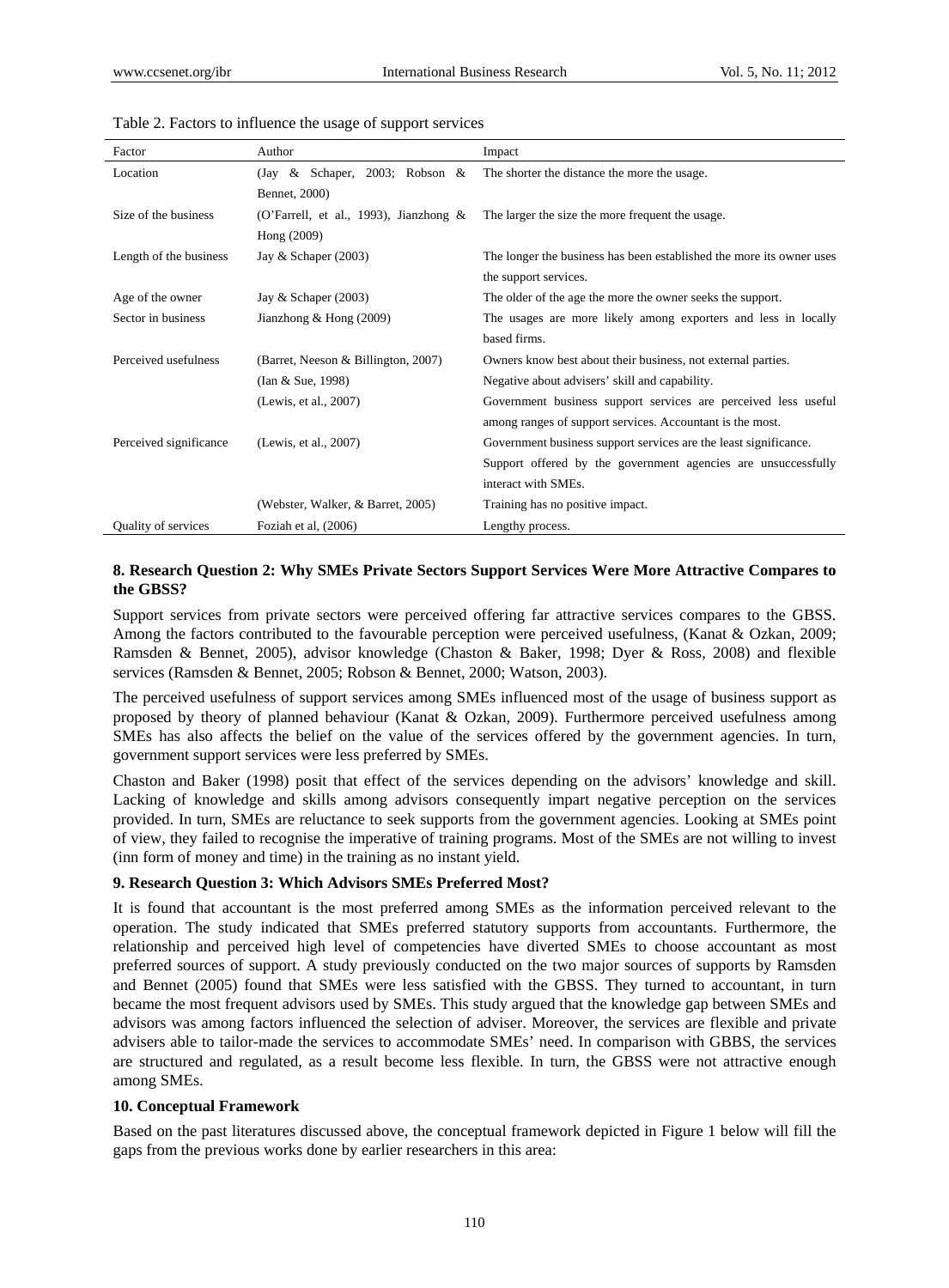Table 2. Factors to influence the usage of support services

| Factor | Author | Impact |
|---|---|---|
| Location | (Jay & Schaper, 2003; Robson & Bennet, 2000) | The shorter the distance the more the usage. |
| Size of the business | (O'Farrell, et al., 1993), Jianzhong & Hong (2009) | The larger the size the more frequent the usage. |
| Length of the business | Jay & Schaper (2003) | The longer the business has been established the more its owner uses the support services. |
| Age of the owner | Jay & Schaper (2003) | The older of the age the more the owner seeks the support. |
| Sector in business | Jianzhong & Hong (2009) | The usages are more likely among exporters and less in locally based firms. |
| Perceived usefulness | (Barret, Neeson & Billington, 2007) | Owners know best about their business, not external parties. |
| | (Ian & Sue, 1998) | Negative about advisers' skill and capability. |
| | (Lewis, et al., 2007) | Government business support services are perceived less useful among ranges of support services. Accountant is the most. |
| Perceived significance | (Lewis, et al., 2007) | Government business support services are the least significance. Support offered by the government agencies are unsuccessfully interact with SMEs. |
| | (Webster, Walker, & Barret, 2005) | Training has no positive impact. |
| Quality of services | Foziah et al, (2006) | Lengthy process. |

## 8. Research Question 2: Why SMEs Private Sectors Support Services Were More Attractive Compares to the GBSS?

Support services from private sectors were perceived offering far attractive services compares to the GBSS. Among the factors contributed to the favourable perception were perceived usefulness, (Kanat & Ozkan, 2009; Ramsden & Bennet, 2005), advisor knowledge (Chaston & Baker, 1998; Dyer & Ross, 2008) and flexible services (Ramsden & Bennet, 2005; Robson & Bennet, 2000; Watson, 2003).

The perceived usefulness of support services among SMEs influenced most of the usage of business support as proposed by theory of planned behaviour (Kanat & Ozkan, 2009). Furthermore perceived usefulness among SMEs has also affects the belief on the value of the services offered by the government agencies. In turn, government support services were less preferred by SMEs.

Chaston and Baker (1998) posit that effect of the services depending on the advisors' knowledge and skill. Lacking of knowledge and skills among advisors consequently impart negative perception on the services provided. In turn, SMEs are reluctance to seek supports from the government agencies. Looking at SMEs point of view, they failed to recognise the imperative of training programs. Most of the SMEs are not willing to invest (inn form of money and time) in the training as no instant yield.

## 9. Research Question 3: Which Advisors SMEs Preferred Most?

It is found that accountant is the most preferred among SMEs as the information perceived relevant to the operation. The study indicated that SMEs preferred statutory supports from accountants. Furthermore, the relationship and perceived high level of competencies have diverted SMEs to choose accountant as most preferred sources of support. A study previously conducted on the two major sources of supports by Ramsden and Bennet (2005) found that SMEs were less satisfied with the GBSS. They turned to accountant, in turn became the most frequent advisors used by SMEs. This study argued that the knowledge gap between SMEs and advisors was among factors influenced the selection of adviser. Moreover, the services are flexible and private advisers able to tailor-made the services to accommodate SMEs' need. In comparison with GBBS, the services are structured and regulated, as a result become less flexible. In turn, the GBSS were not attractive enough among SMEs.

## 10. Conceptual Framework

Based on the past literatures discussed above, the conceptual framework depicted in Figure 1 below will fill the gaps from the previous works done by earlier researchers in this area: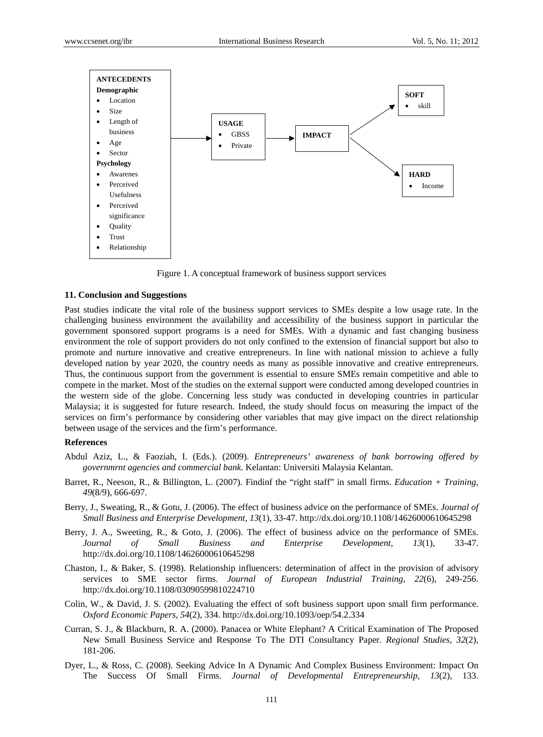**ANTECEDENTS**
**Demographic**
- Location
- Size
- Length of business
- Age
- Sector

**Psychology**
- Awarenes
- Perceived Usefulness
- Perceived significance
- Quality
- Trust
- Relationship

→ **USAGE**
- GBSS
- Private

→ **IMPACT** → **SOFT**
- skill

→ **HARD**
- Income

Figure 1. A conceptual framework of business support services

### 11. Conclusion and Suggestions

Past studies indicate the vital role of the business support services to SMEs despite a low usage rate. In the challenging business environment the availability and accessibility of the business support in particular the government sponsored support programs is a need for SMEs. With a dynamic and fast changing business environment the role of support providers do not only confined to the extension of financial support but also to promote and nurture innovative and creative entrepreneurs. In line with national mission to achieve a fully developed nation by year 2020, the country needs as many as possible innovative and creative entrepreneurs. Thus, the continuous support from the government is essential to ensure SMEs remain competitive and able to compete in the market. Most of the studies on the external support were conducted among developed countries in the western side of the globe. Concerning less study was conducted in developing countries in particular Malaysia; it is suggested for future research. Indeed, the study should focus on measuring the impact of the services on firm's performance by considering other variables that may give impact on the direct relationship between usage of the services and the firm's performance.

### References

Abdul Aziz, L., & Faoziah, I. (Eds.). (2009). *Entrepreneurs' awareness of bank borrowing offered by governmrnt agencies and commercial bank*. Kelantan: Universiti Malaysia Kelantan.

Barret, R., Neeson, R., & Billington, L. (2007). Findinf the "right staff" in small firms. *Education + Training, 49*(8/9), 666-697.

Berry, J., Sweating, R., & Gotu, J. (2006). The effect of business advice on the performance of SMEs. *Journal of Small Business and Enterprise Development, 13*(1), 33-47. http://dx.doi.org/10.1108/14626000610645298

Berry, J. A., Sweeting, R., & Goto, J. (2006). The effect of business advice on the performance of SMEs. *Journal of Small Business and Enterprise Development, 13*(1), 33-47. http://dx.doi.org/10.1108/14626000610645298

Chaston, I., & Baker, S. (1998). Relationship influencers: determination of affect in the provision of advisory services to SME sector firms. *Journal of European Industrial Training, 22*(6), 249-256. http://dx.doi.org/10.1108/03090599810224710

Colin, W., & David, J. S. (2002). Evaluating the effect of soft business support upon small firm performance. *Oxford Economic Papers, 54*(2), 334. http://dx.doi.org/10.1093/oep/54.2.334

Curran, S. J., & Blackburn, R. A. (2000). Panacea or White Elephant? A Critical Examination of The Proposed New Small Business Service and Response To The DTI Consultancy Paper. *Regional Studies, 32*(2), 181-206.

Dyer, L., & Ross, C. (2008). Seeking Advice In A Dynamic And Complex Business Environment: Impact On The Success Of Small Firms. *Journal of Developmental Entrepreneurship, 13*(2), 133.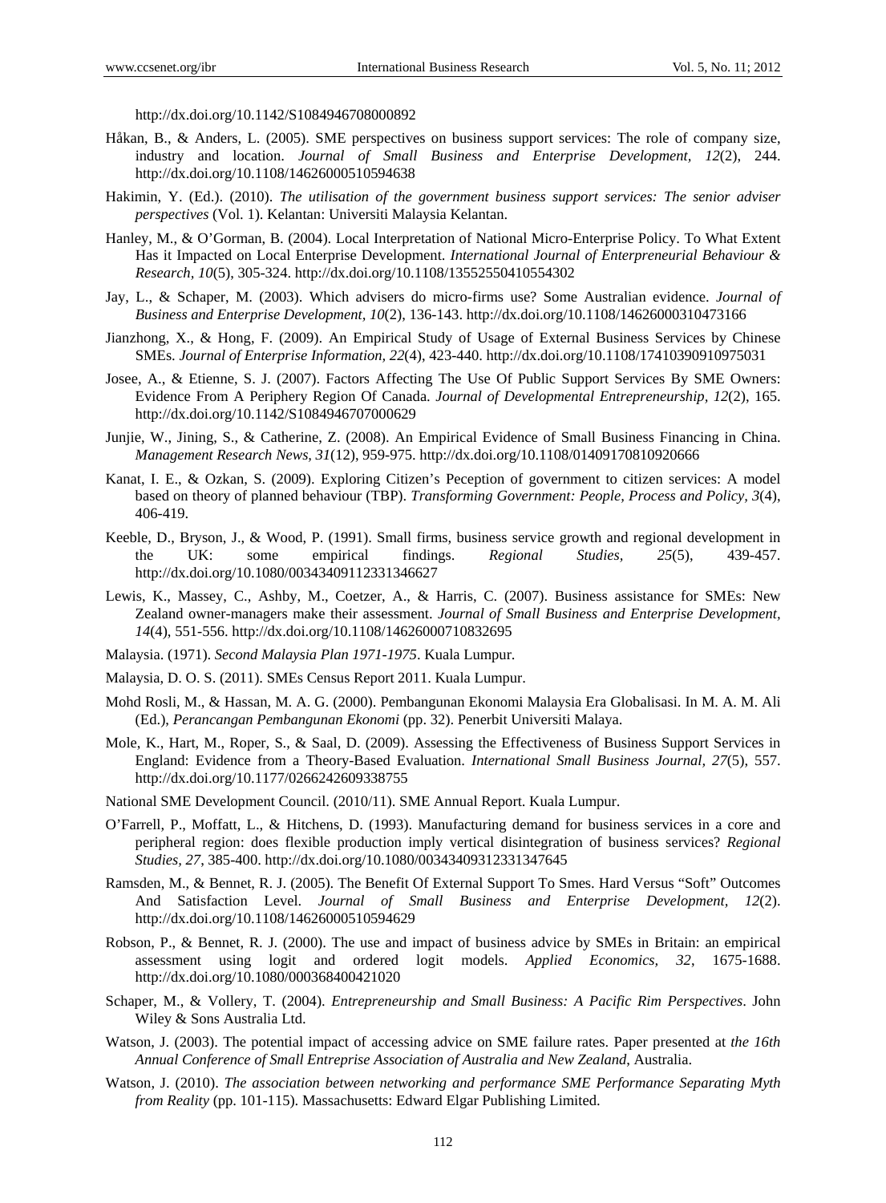http://dx.doi.org/10.1142/S1084946708000892

Håkan, B., & Anders, L. (2005). SME perspectives on business support services: The role of company size, industry and location. *Journal of Small Business and Enterprise Development, 12*(2), 244. http://dx.doi.org/10.1108/14626000510594638

Hakimin, Y. (Ed.). (2010). *The utilisation of the government business support services: The senior adviser perspectives* (Vol. 1). Kelantan: Universiti Malaysia Kelantan.

Hanley, M., & O'Gorman, B. (2004). Local Interpretation of National Micro-Enterprise Policy. To What Extent Has it Impacted on Local Enterprise Development. *International Journal of Enterpreneurial Behaviour & Research, 10*(5), 305-324. http://dx.doi.org/10.1108/13552550410554302

Jay, L., & Schaper, M. (2003). Which advisers do micro-firms use? Some Australian evidence. *Journal of Business and Enterprise Development, 10*(2), 136-143. http://dx.doi.org/10.1108/14626000310473166

Jianzhong, X., & Hong, F. (2009). An Empirical Study of Usage of External Business Services by Chinese SMEs. *Journal of Enterprise Information, 22*(4), 423-440. http://dx.doi.org/10.1108/17410390910975031

Josee, A., & Etienne, S. J. (2007). Factors Affecting The Use Of Public Support Services By SME Owners: Evidence From A Periphery Region Of Canada. *Journal of Developmental Entrepreneurship, 12*(2), 165. http://dx.doi.org/10.1142/S1084946707000629

Junjie, W., Jining, S., & Catherine, Z. (2008). An Empirical Evidence of Small Business Financing in China. *Management Research News, 31*(12), 959-975. http://dx.doi.org/10.1108/01409170810920666

Kanat, I. E., & Ozkan, S. (2009). Exploring Citizen's Peception of government to citizen services: A model based on theory of planned behaviour (TBP). *Transforming Government: People, Process and Policy, 3*(4), 406-419.

Keeble, D., Bryson, J., & Wood, P. (1991). Small firms, business service growth and regional development in the UK: some empirical findings. *Regional Studies, 25*(5), 439-457. http://dx.doi.org/10.1080/00343409112331346627

Lewis, K., Massey, C., Ashby, M., Coetzer, A., & Harris, C. (2007). Business assistance for SMEs: New Zealand owner-managers make their assessment. *Journal of Small Business and Enterprise Development, 14*(4), 551-556. http://dx.doi.org/10.1108/14626000710832695

Malaysia. (1971). *Second Malaysia Plan 1971-1975*. Kuala Lumpur.

Malaysia, D. O. S. (2011). SMEs Census Report 2011. Kuala Lumpur.

Mohd Rosli, M., & Hassan, M. A. G. (2000). Pembangunan Ekonomi Malaysia Era Globalisasi. In M. A. M. Ali (Ed.), *Perancangan Pembangunan Ekonomi* (pp. 32). Penerbit Universiti Malaya.

Mole, K., Hart, M., Roper, S., & Saal, D. (2009). Assessing the Effectiveness of Business Support Services in England: Evidence from a Theory-Based Evaluation. *International Small Business Journal, 27*(5), 557. http://dx.doi.org/10.1177/0266242609338755

National SME Development Council. (2010/11). SME Annual Report. Kuala Lumpur.

O'Farrell, P., Moffatt, L., & Hitchens, D. (1993). Manufacturing demand for business services in a core and peripheral region: does flexible production imply vertical disintegration of business services? *Regional Studies, 27*, 385-400. http://dx.doi.org/10.1080/00343409312331347645

Ramsden, M., & Bennet, R. J. (2005). The Benefit Of External Support To Smes. Hard Versus "Soft" Outcomes And Satisfaction Level. *Journal of Small Business and Enterprise Development, 12*(2). http://dx.doi.org/10.1108/14626000510594629

Robson, P., & Bennet, R. J. (2000). The use and impact of business advice by SMEs in Britain: an empirical assessment using logit and ordered logit models. *Applied Economics, 32*, 1675-1688. http://dx.doi.org/10.1080/000368400421020

Schaper, M., & Vollery, T. (2004). *Entrepreneurship and Small Business: A Pacific Rim Perspectives*. John Wiley & Sons Australia Ltd.

Watson, J. (2003). The potential impact of accessing advice on SME failure rates. Paper presented at *the 16th Annual Conference of Small Entreprise Association of Australia and New Zealand*, Australia.

Watson, J. (2010). *The association between networking and performance SME Performance Separating Myth from Reality* (pp. 101-115). Massachusetts: Edward Elgar Publishing Limited.